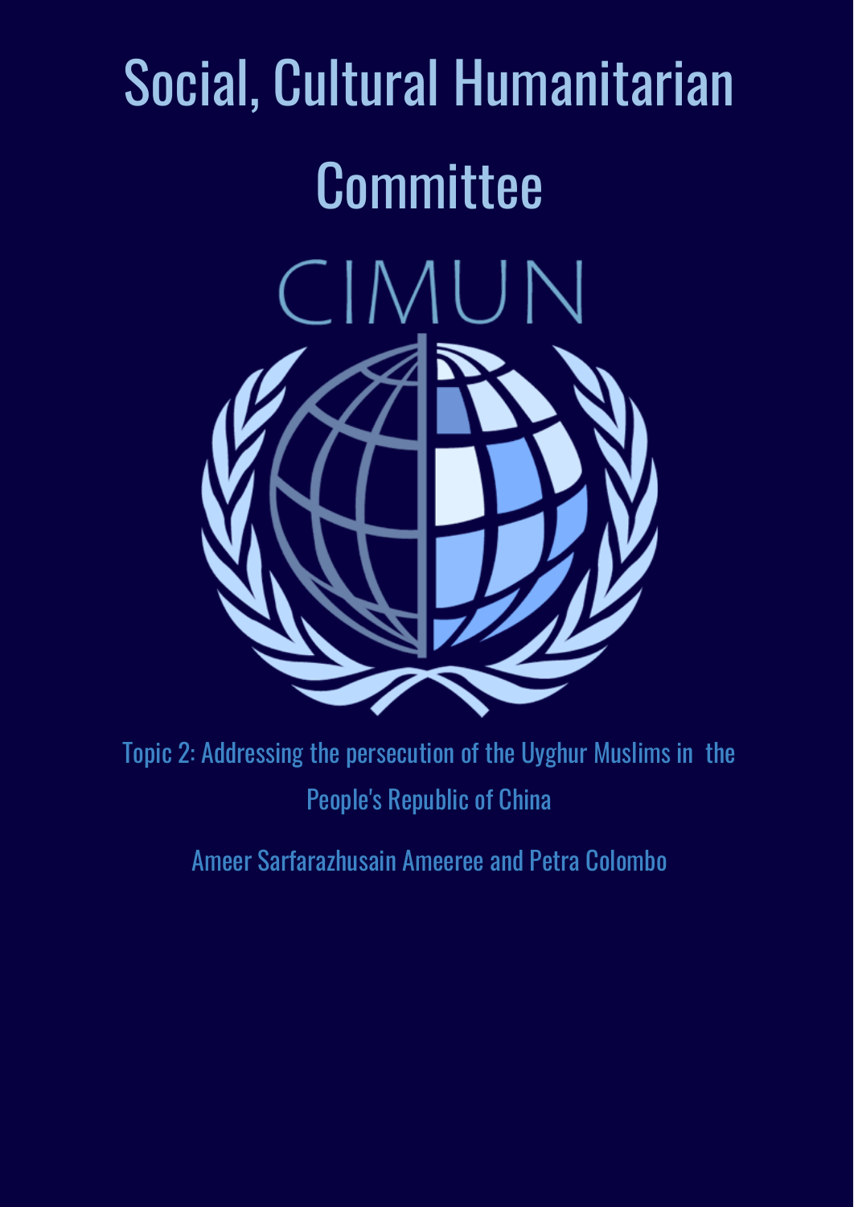# Social, Cultural Humanitarian Committee

CIMUN

Topic 2: Addressing the persecution of the Uyghur Muslims in the People's Republic of China

Ameer Sarfarazhusain Ameeree and Petra Colombo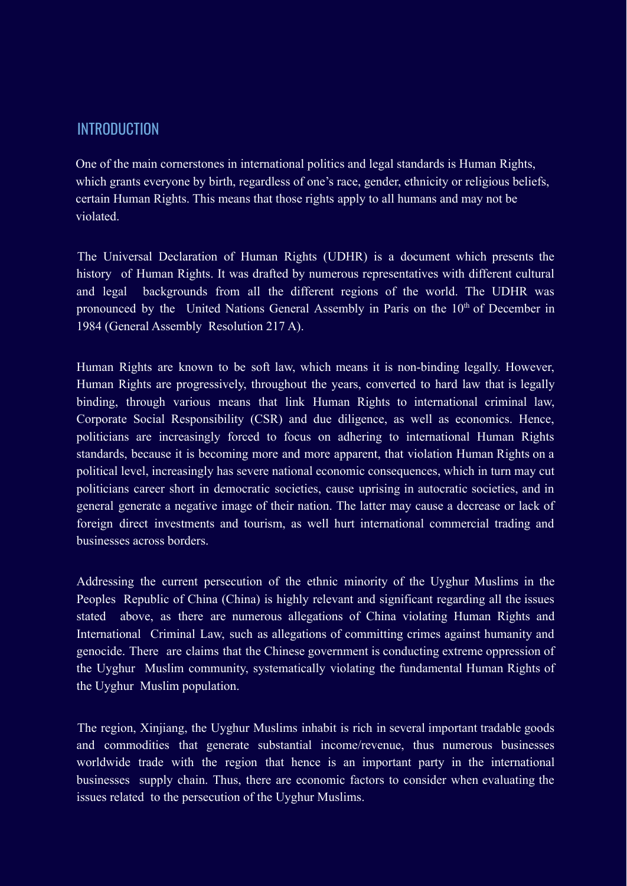## INTRODUCTION

One of the main cornerstones in international politics and legal standards is Human Rights, which grants everyone by birth, regardless of one's race, gender, ethnicity or religious beliefs, certain Human Rights. This means that those rights apply to all humans and may not be violated.

The Universal Declaration of Human Rights (UDHR) is a document which presents the history of Human Rights. It was drafted by numerous representatives with different cultural and legal backgrounds from all the different regions of the world. The UDHR was pronounced by the United Nations General Assembly in Paris on the 10th of December in 1984 (General Assembly Resolution 217 A).

Human Rights are known to be soft law, which means it is non-binding legally. However, Human Rights are progressively, throughout the years, converted to hard law that is legally binding, through various means that link Human Rights to international criminal law, Corporate Social Responsibility (CSR) and due diligence, as well as economics. Hence, politicians are increasingly forced to focus on adhering to international Human Rights standards, because it is becoming more and more apparent, that violation Human Rights on a political level, increasingly has severe national economic consequences, which in turn may cut politicians career short in democratic societies, cause uprising in autocratic societies, and in general generate a negative image of their nation. The latter may cause a decrease or lack of foreign direct investments and tourism, as well hurt international commercial trading and businesses across borders.

Addressing the current persecution of the ethnic minority of the Uyghur Muslims in the Peoples Republic of China (China) is highly relevant and significant regarding all the issues stated above, as there are numerous allegations of China violating Human Rights and International Criminal Law, such as allegations of committing crimes against humanity and genocide. There are claims that the Chinese government is conducting extreme oppression of the Uyghur Muslim community, systematically violating the fundamental Human Rights of the Uyghur Muslim population.

The region, Xinjiang, the Uyghur Muslims inhabit is rich in several important tradable goods and commodities that generate substantial income/revenue, thus numerous businesses worldwide trade with the region that hence is an important party in the international businesses supply chain. Thus, there are economic factors to consider when evaluating the issues related to the persecution of the Uyghur Muslims.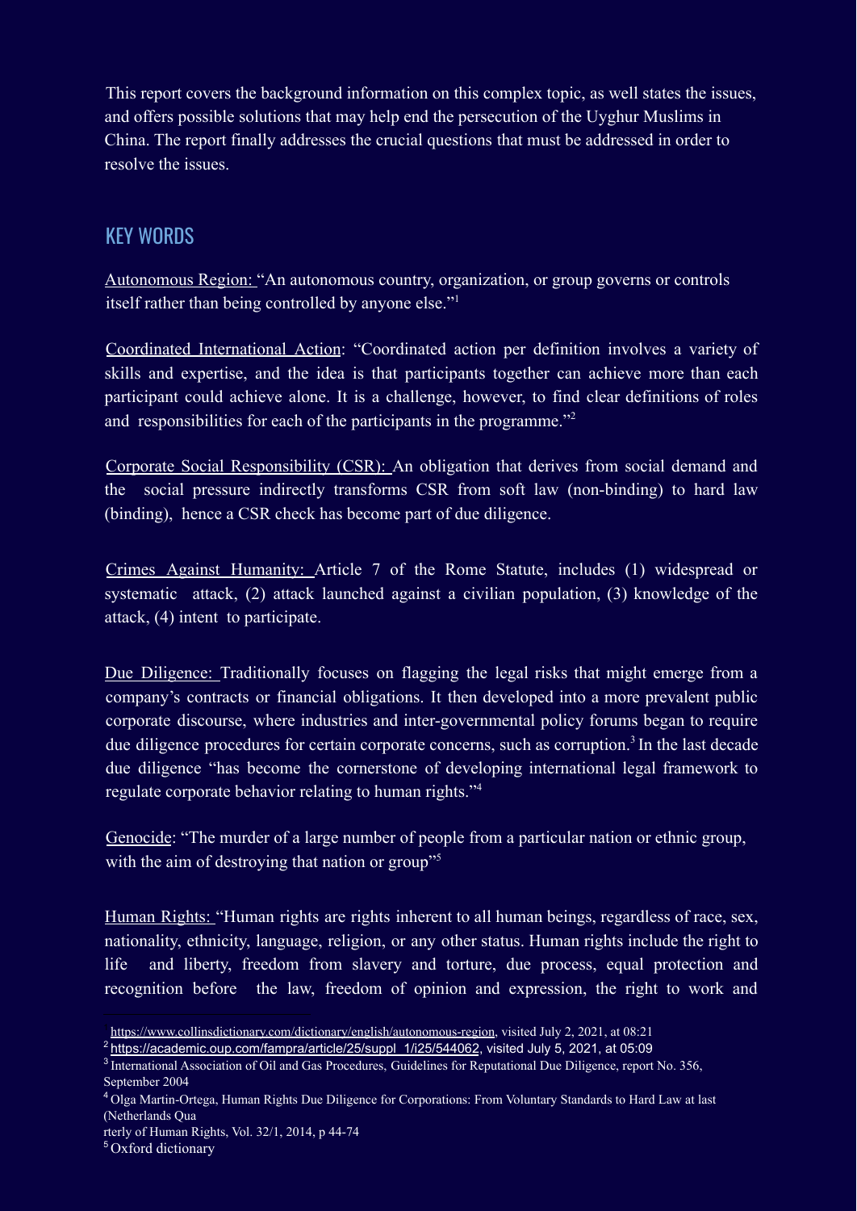This report covers the background information on this complex topic, as well states the issues, and offers possible solutions that may help end the persecution of the Uyghur Muslims in China. The report finally addresses the crucial questions that must be addressed in order to resolve the issues.

## KEY WORDS

Autonomous Region: "An autonomous country, organization, or group governs or controls itself rather than being controlled by anyone else."[1]

Coordinated International Action: "Coordinated action per definition involves a variety of skills and expertise, and the idea is that participants together can achieve more than each participant could achieve alone. It is a challenge, however, to find clear definitions of roles and responsibilities for each of the participants in the programme."[2]

Corporate Social Responsibility (CSR): An obligation that derives from social demand and the social pressure indirectly transforms CSR from soft law (non-binding) to hard law (binding), hence a CSR check has become part of due diligence.

Crimes Against Humanity: Article 7 of the Rome Statute, includes (1) widespread or systematic attack, (2) attack launched against a civilian population, (3) knowledge of the attack, (4) intent to participate.

Due Diligence: Traditionally focuses on flagging the legal risks that might emerge from a company's contracts or financial obligations. It then developed into a more prevalent public corporate discourse, where industries and inter-governmental policy forums began to require due diligence procedures for certain corporate concerns, such as corruption.[3] In the last decade due diligence "has become the cornerstone of developing international legal framework to regulate corporate behavior relating to human rights."[4]

Genocide: "The murder of a large number of people from a particular nation or ethnic group, with the aim of destroying that nation or group"[5]

Human Rights: "Human rights are rights inherent to all human beings, regardless of race, sex, nationality, ethnicity, language, religion, or any other status. Human rights include the right to life and liberty, freedom from slavery and torture, due process, equal protection and recognition before the law, freedom of opinion and expression, the right to work and

---

[1] https://www.collinsdictionary.com/dictionary/english/autonomous-region, visited July 2, 2021, at 08:21

[2] https://academic.oup.com/fampra/article/25/suppl_1/i25/544062, visited July 5, 2021, at 05:09

[3] International Association of Oil and Gas Procedures, Guidelines for Reputational Due Diligence, report No. 356, September 2004

[4] Olga Martin-Ortega, Human Rights Due Diligence for Corporations: From Voluntary Standards to Hard Law at last (Netherlands Quarterly of Human Rights, Vol. 32/1, 2014, p 44-74

[5] Oxford dictionary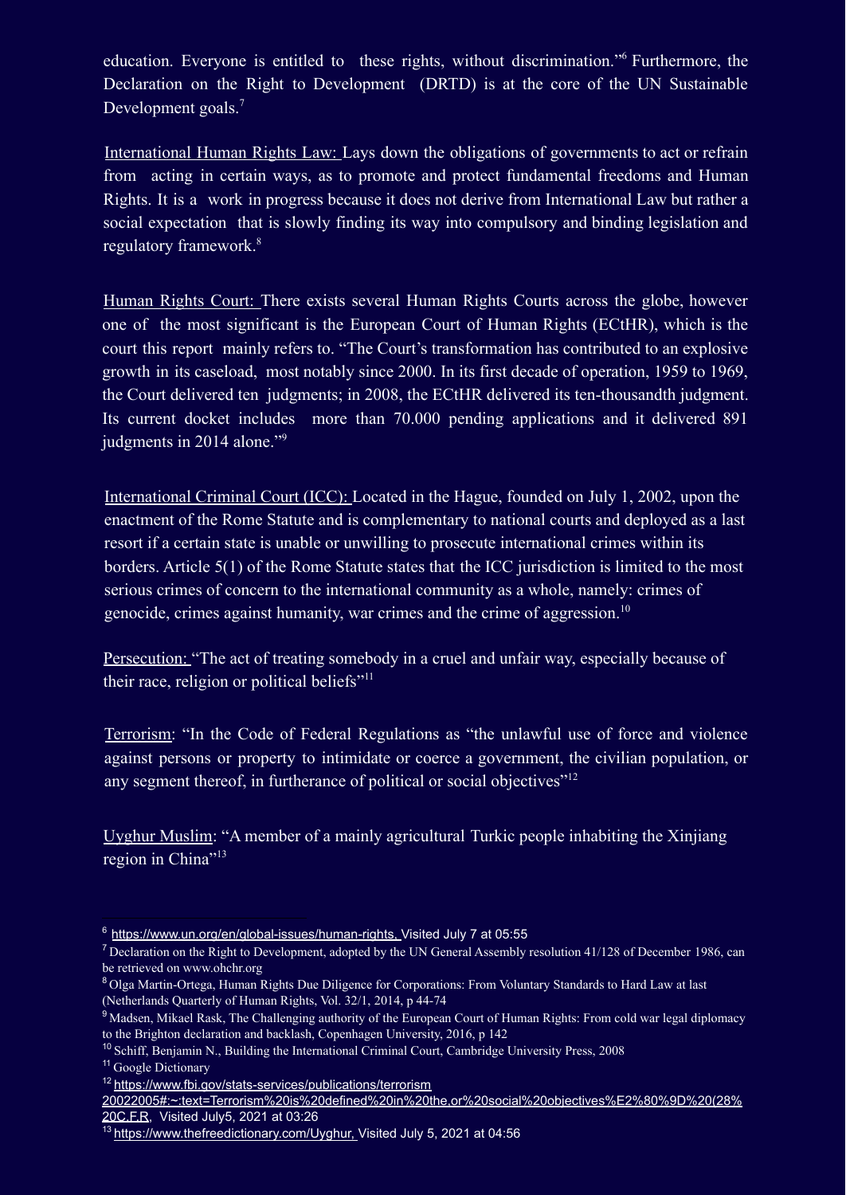education. Everyone is entitled to these rights, without discrimination."[6] Furthermore, the Declaration on the Right to Development (DRTD) is at the core of the UN Sustainable Development goals.[7]

International Human Rights Law: Lays down the obligations of governments to act or refrain from acting in certain ways, as to promote and protect fundamental freedoms and Human Rights. It is a work in progress because it does not derive from International Law but rather a social expectation that is slowly finding its way into compulsory and binding legislation and regulatory framework.[8]

Human Rights Court: There exists several Human Rights Courts across the globe, however one of the most significant is the European Court of Human Rights (ECtHR), which is the court this report mainly refers to. "The Court's transformation has contributed to an explosive growth in its caseload, most notably since 2000. In its first decade of operation, 1959 to 1969, the Court delivered ten judgments; in 2008, the ECtHR delivered its ten-thousandth judgment. Its current docket includes more than 70.000 pending applications and it delivered 891 judgments in 2014 alone."[9]

International Criminal Court (ICC): Located in the Hague, founded on July 1, 2002, upon the enactment of the Rome Statute and is complementary to national courts and deployed as a last resort if a certain state is unable or unwilling to prosecute international crimes within its borders. Article 5(1) of the Rome Statute states that the ICC jurisdiction is limited to the most serious crimes of concern to the international community as a whole, namely: crimes of genocide, crimes against humanity, war crimes and the crime of aggression.[10]

Persecution: "The act of treating somebody in a cruel and unfair way, especially because of their race, religion or political beliefs"[11]

Terrorism: "In the Code of Federal Regulations as "the unlawful use of force and violence against persons or property to intimidate or coerce a government, the civilian population, or any segment thereof, in furtherance of political or social objectives"[12]

Uyghur Muslim: "A member of a mainly agricultural Turkic people inhabiting the Xinjiang region in China"[13]

---

[6] https://www.un.org/en/global-issues/human-rights, Visited July 7 at 05:55

[7] Declaration on the Right to Development, adopted by the UN General Assembly resolution 41/128 of December 1986, can be retrieved on www.ohchr.org

[8] Olga Martin-Ortega, Human Rights Due Diligence for Corporations: From Voluntary Standards to Hard Law at last (Netherlands Quarterly of Human Rights, Vol. 32/1, 2014, p 44-74

[9] Madsen, Mikael Rask, The Challenging authority of the European Court of Human Rights: From cold war legal diplomacy to the Brighton declaration and backlash, Copenhagen University, 2016, p 142

[10] Schiff, Benjamin N., Building the International Criminal Court, Cambridge University Press, 2008

[11] Google Dictionary

[12] https://www.fbi.gov/stats-services/publications/terrorism 20022005#:~:text=Terrorism%20is%20defined%20in%20the,or%20social%20objectives%E2%80%9D%20(28%20C.F.R, Visited July5, 2021 at 03:26

[13] https://www.thefreedictionary.com/Uyghur, Visited July 5, 2021 at 04:56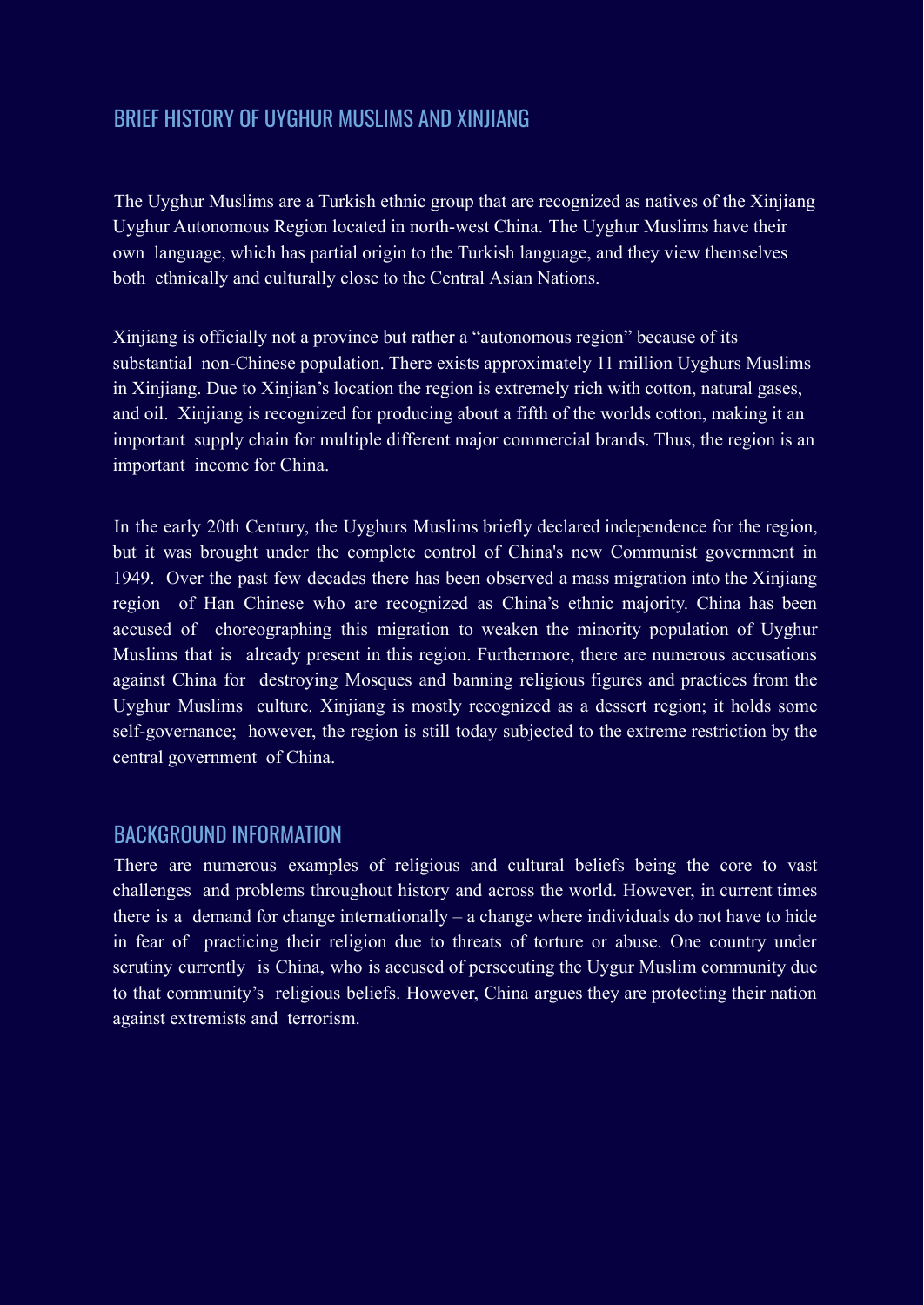## BRIEF HISTORY OF UYGHUR MUSLIMS AND XINJIANG

The Uyghur Muslims are a Turkish ethnic group that are recognized as natives of the Xinjiang Uyghur Autonomous Region located in north-west China. The Uyghur Muslims have their own language, which has partial origin to the Turkish language, and they view themselves both ethnically and culturally close to the Central Asian Nations.

Xinjiang is officially not a province but rather a "autonomous region" because of its substantial non-Chinese population. There exists approximately 11 million Uyghurs Muslims in Xinjiang. Due to Xinjian's location the region is extremely rich with cotton, natural gases, and oil. Xinjiang is recognized for producing about a fifth of the worlds cotton, making it an important supply chain for multiple different major commercial brands. Thus, the region is an important income for China.

In the early 20th Century, the Uyghurs Muslims briefly declared independence for the region, but it was brought under the complete control of China's new Communist government in 1949. Over the past few decades there has been observed a mass migration into the Xinjiang region of Han Chinese who are recognized as China's ethnic majority. China has been accused of choreographing this migration to weaken the minority population of Uyghur Muslims that is already present in this region. Furthermore, there are numerous accusations against China for destroying Mosques and banning religious figures and practices from the Uyghur Muslims culture. Xinjiang is mostly recognized as a dessert region; it holds some self-governance; however, the region is still today subjected to the extreme restriction by the central government of China.

## BACKGROUND INFORMATION

There are numerous examples of religious and cultural beliefs being the core to vast challenges and problems throughout history and across the world. However, in current times there is a demand for change internationally – a change where individuals do not have to hide in fear of practicing their religion due to threats of torture or abuse. One country under scrutiny currently is China, who is accused of persecuting the Uygur Muslim community due to that community's religious beliefs. However, China argues they are protecting their nation against extremists and terrorism.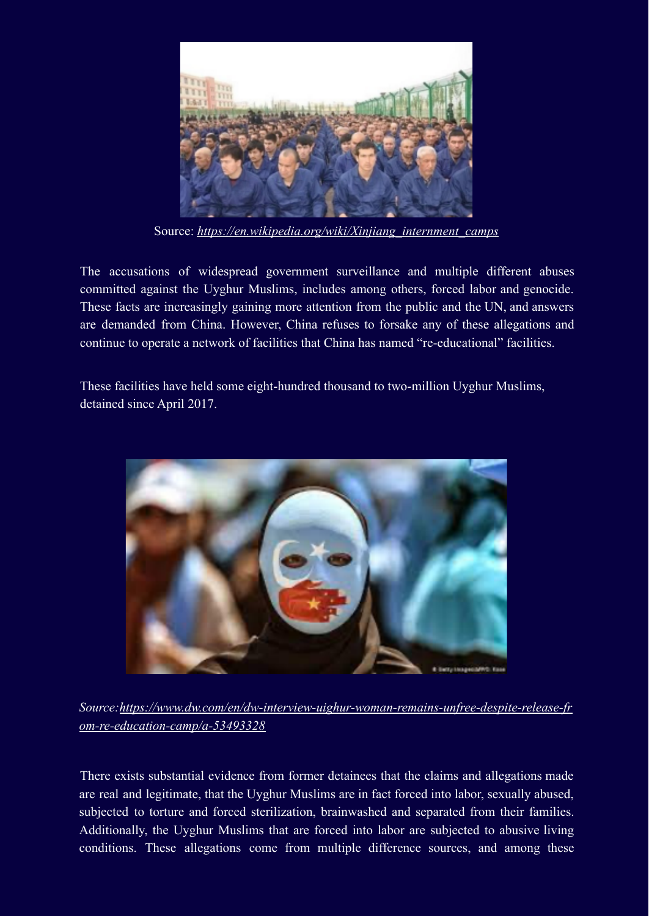Source: *https://en.wikipedia.org/wiki/Xinjiang_internment_camps*

The accusations of widespread government surveillance and multiple different abuses committed against the Uyghur Muslims, includes among others, forced labor and genocide. These facts are increasingly gaining more attention from the public and the UN, and answers are demanded from China. However, China refuses to forsake any of these allegations and continue to operate a network of facilities that China has named "re-educational" facilities.

These facilities have held some eight-hundred thousand to two-million Uyghur Muslims, detained since April 2017.

*Source:https://www.dw.com/en/dw-interview-uighur-woman-remains-unfree-despite-release-from-re-education-camp/a-53493328*

There exists substantial evidence from former detainees that the claims and allegations made are real and legitimate, that the Uyghur Muslims are in fact forced into labor, sexually abused, subjected to torture and forced sterilization, brainwashed and separated from their families. Additionally, the Uyghur Muslims that are forced into labor are subjected to abusive living conditions. These allegations come from multiple difference sources, and among these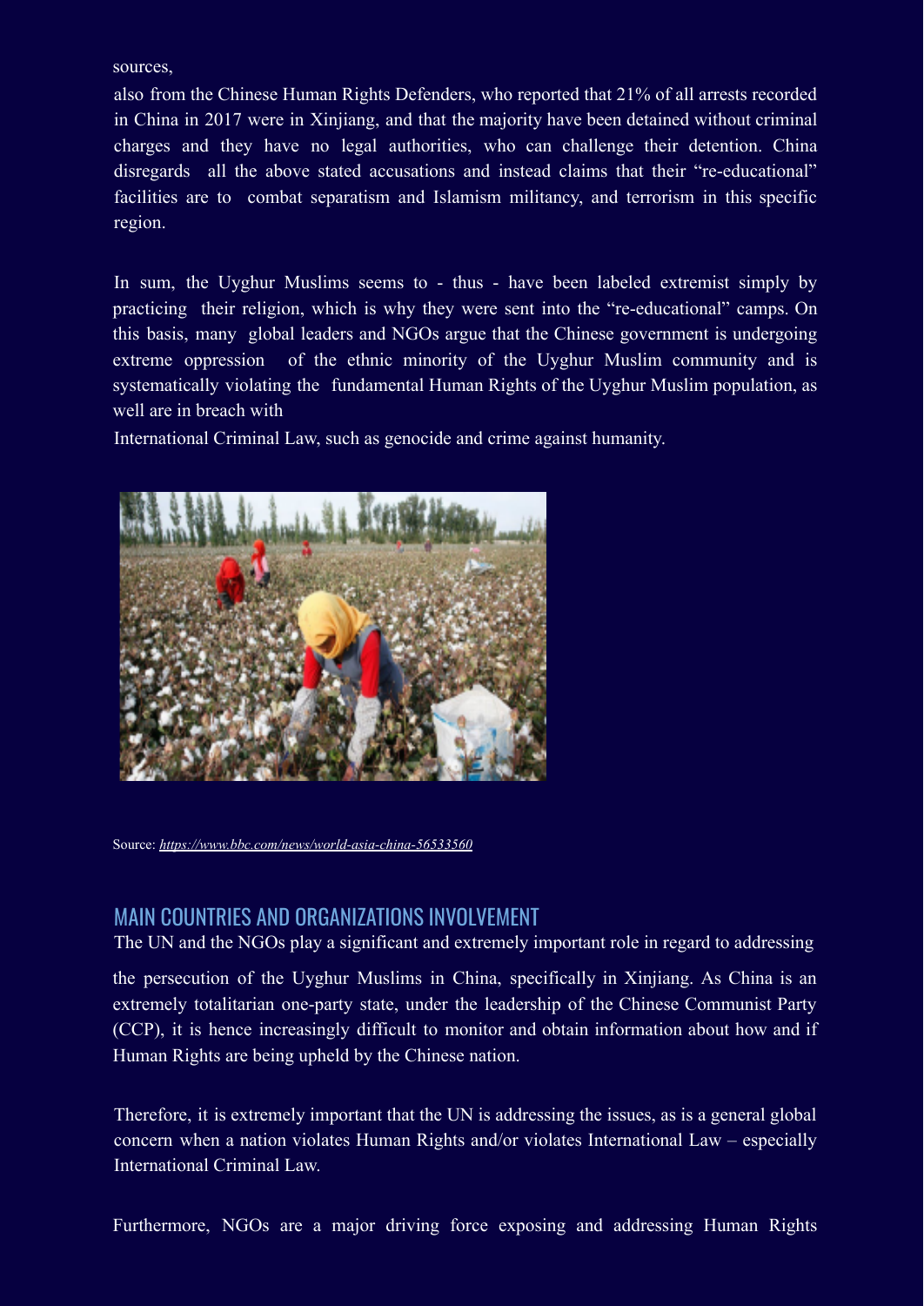sources,

also from the Chinese Human Rights Defenders, who reported that 21% of all arrests recorded in China in 2017 were in Xinjiang, and that the majority have been detained without criminal charges and they have no legal authorities, who can challenge their detention. China disregards all the above stated accusations and instead claims that their "re-educational" facilities are to combat separatism and Islamism militancy, and terrorism in this specific region.

In sum, the Uyghur Muslims seems to - thus - have been labeled extremist simply by practicing their religion, which is why they were sent into the "re-educational" camps. On this basis, many global leaders and NGOs argue that the Chinese government is undergoing extreme oppression of the ethnic minority of the Uyghur Muslim community and is systematically violating the fundamental Human Rights of the Uyghur Muslim population, as well are in breach with International Criminal Law, such as genocide and crime against humanity.

Source: *https://www.bbc.com/news/world-asia-china-56533560*

## MAIN COUNTRIES AND ORGANIZATIONS INVOLVEMENT

The UN and the NGOs play a significant and extremely important role in regard to addressing the persecution of the Uyghur Muslims in China, specifically in Xinjiang. As China is an extremely totalitarian one-party state, under the leadership of the Chinese Communist Party (CCP), it is hence increasingly difficult to monitor and obtain information about how and if Human Rights are being upheld by the Chinese nation.

Therefore, it is extremely important that the UN is addressing the issues, as is a general global concern when a nation violates Human Rights and/or violates International Law – especially International Criminal Law.

Furthermore, NGOs are a major driving force exposing and addressing Human Rights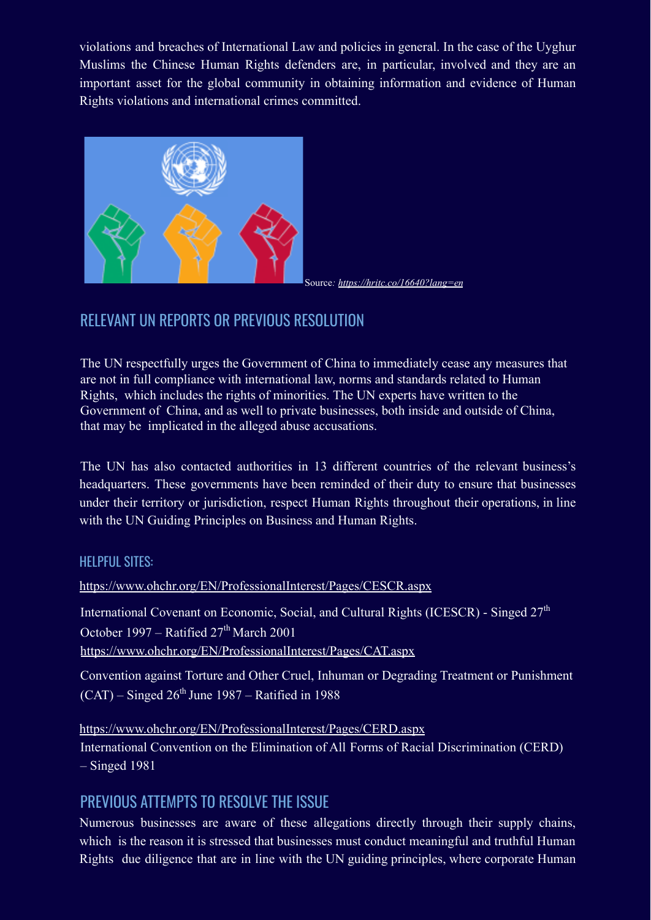violations and breaches of International Law and policies in general. In the case of the Uyghur Muslims the Chinese Human Rights defenders are, in particular, involved and they are an important asset for the global community in obtaining information and evidence of Human Rights violations and international crimes committed.

Source*: [https://hritc.co/16640?lang=en](https://hritc.co/16640?lang=en)*

## RELEVANT UN REPORTS OR PREVIOUS RESOLUTION

The UN respectfully urges the Government of China to immediately cease any measures that are not in full compliance with international law, norms and standards related to Human Rights, which includes the rights of minorities. The UN experts have written to the Government of China, and as well to private businesses, both inside and outside of China, that may be implicated in the alleged abuse accusations.

The UN has also contacted authorities in 13 different countries of the relevant business's headquarters. These governments have been reminded of their duty to ensure that businesses under their territory or jurisdiction, respect Human Rights throughout their operations, in line with the UN Guiding Principles on Business and Human Rights.

### HELPFUL SITES:

https://www.ohchr.org/EN/ProfessionalInterest/Pages/CESCR.aspx

International Covenant on Economic, Social, and Cultural Rights (ICESCR) - Singed 27th October 1997 – Ratified 27th March 2001

https://www.ohchr.org/EN/ProfessionalInterest/Pages/CAT.aspx

Convention against Torture and Other Cruel, Inhuman or Degrading Treatment or Punishment (CAT) – Singed 26th June 1987 – Ratified in 1988

https://www.ohchr.org/EN/ProfessionalInterest/Pages/CERD.aspx

International Convention on the Elimination of All Forms of Racial Discrimination (CERD) – Singed 1981

## PREVIOUS ATTEMPTS TO RESOLVE THE ISSUE

Numerous businesses are aware of these allegations directly through their supply chains, which is the reason it is stressed that businesses must conduct meaningful and truthful Human Rights due diligence that are in line with the UN guiding principles, where corporate Human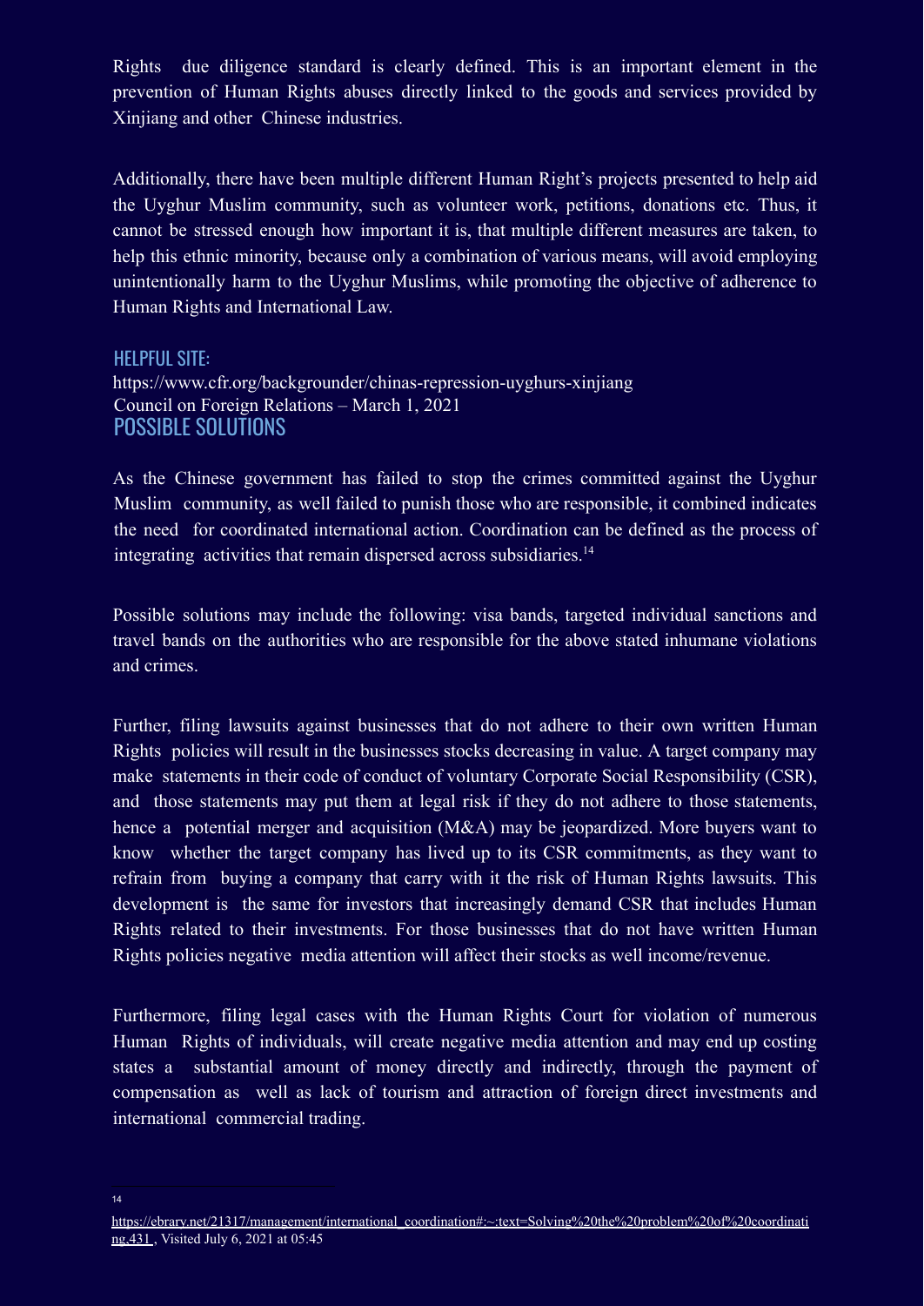Rights due diligence standard is clearly defined. This is an important element in the prevention of Human Rights abuses directly linked to the goods and services provided by Xinjiang and other Chinese industries.

Additionally, there have been multiple different Human Right's projects presented to help aid the Uyghur Muslim community, such as volunteer work, petitions, donations etc. Thus, it cannot be stressed enough how important it is, that multiple different measures are taken, to help this ethnic minority, because only a combination of various means, will avoid employing unintentionally harm to the Uyghur Muslims, while promoting the objective of adherence to Human Rights and International Law.

## HELPFUL SITE:

https://www.cfr.org/backgrounder/chinas-repression-uyghurs-xinjiang
Council on Foreign Relations – March 1, 2021

## POSSIBLE SOLUTIONS

As the Chinese government has failed to stop the crimes committed against the Uyghur Muslim community, as well failed to punish those who are responsible, it combined indicates the need for coordinated international action. Coordination can be defined as the process of integrating activities that remain dispersed across subsidiaries.[14]

Possible solutions may include the following: visa bands, targeted individual sanctions and travel bands on the authorities who are responsible for the above stated inhumane violations and crimes.

Further, filing lawsuits against businesses that do not adhere to their own written Human Rights policies will result in the businesses stocks decreasing in value. A target company may make statements in their code of conduct of voluntary Corporate Social Responsibility (CSR), and those statements may put them at legal risk if they do not adhere to those statements, hence a potential merger and acquisition (M&A) may be jeopardized. More buyers want to know whether the target company has lived up to its CSR commitments, as they want to refrain from buying a company that carry with it the risk of Human Rights lawsuits. This development is the same for investors that increasingly demand CSR that includes Human Rights related to their investments. For those businesses that do not have written Human Rights policies negative media attention will affect their stocks as well income/revenue.

Furthermore, filing legal cases with the Human Rights Court for violation of numerous Human Rights of individuals, will create negative media attention and may end up costing states a substantial amount of money directly and indirectly, through the payment of compensation as well as lack of tourism and attraction of foreign direct investments and international commercial trading.

---

[14] https://ebrary.net/21317/management/international_coordination#:~:text=Solving%20the%20problem%20of%20coordinating,431 , Visited July 6, 2021 at 05:45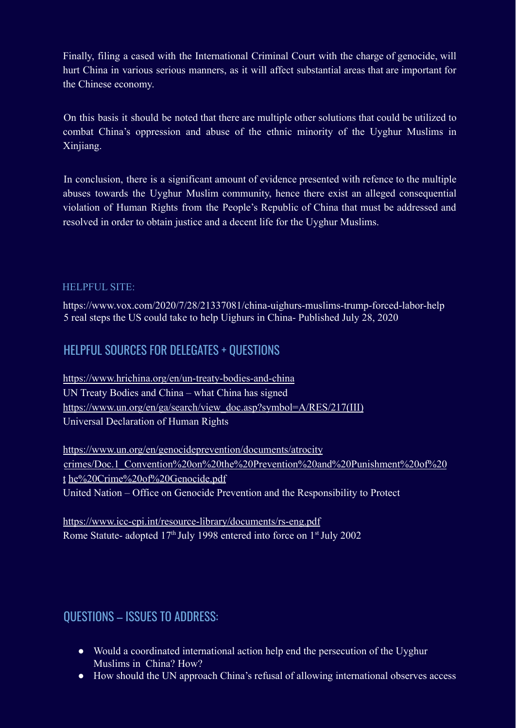Finally, filing a cased with the International Criminal Court with the charge of genocide, will hurt China in various serious manners, as it will affect substantial areas that are important for the Chinese economy.

On this basis it should be noted that there are multiple other solutions that could be utilized to combat China's oppression and abuse of the ethnic minority of the Uyghur Muslims in Xinjiang.

In conclusion, there is a significant amount of evidence presented with refence to the multiple abuses towards the Uyghur Muslim community, hence there exist an alleged consequential violation of Human Rights from the People's Republic of China that must be addressed and resolved in order to obtain justice and a decent life for the Uyghur Muslims.

HELPFUL SITE:

https://www.vox.com/2020/7/28/21337081/china-uighurs-muslims-trump-forced-labor-help
5 real steps the US could take to help Uighurs in China- Published July 28, 2020

## HELPFUL SOURCES FOR DELEGATES + QUESTIONS

https://www.hrichina.org/en/un-treaty-bodies-and-china
UN Treaty Bodies and China – what China has signed
https://www.un.org/en/ga/search/view_doc.asp?symbol=A/RES/217(III)
Universal Declaration of Human Rights

https://www.un.org/en/genocideprevention/documents/atrocity crimes/Doc.1_Convention%20on%20the%20Prevention%20and%20Punishment%20of%20t he%20Crime%20of%20Genocide.pdf
United Nation – Office on Genocide Prevention and the Responsibility to Protect

https://www.icc-cpi.int/resource-library/documents/rs-eng.pdf
Rome Statute- adopted 17th July 1998 entered into force on 1st July 2002

## QUESTIONS – ISSUES TO ADDRESS:

- Would a coordinated international action help end the persecution of the Uyghur Muslims in China? How?
- How should the UN approach China's refusal of allowing international observes access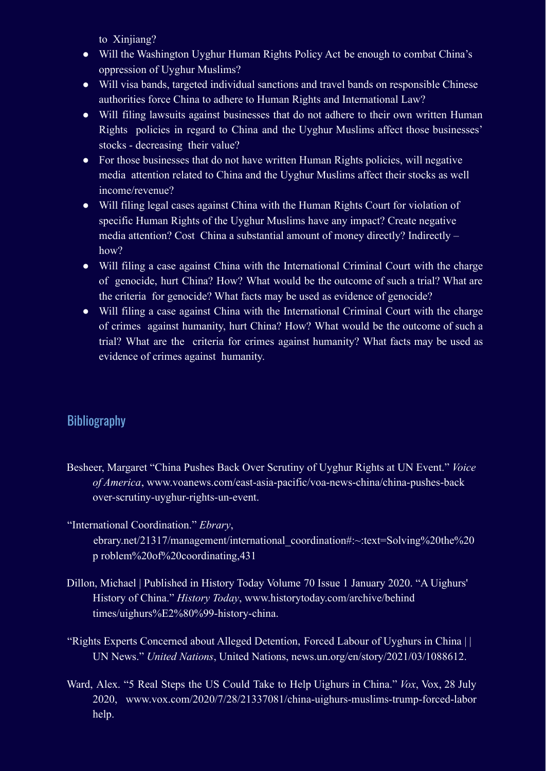to Xinjiang?

- Will the Washington Uyghur Human Rights Policy Act be enough to combat China's oppression of Uyghur Muslims?
- Will visa bands, targeted individual sanctions and travel bands on responsible Chinese authorities force China to adhere to Human Rights and International Law?
- Will filing lawsuits against businesses that do not adhere to their own written Human Rights policies in regard to China and the Uyghur Muslims affect those businesses' stocks - decreasing their value?
- For those businesses that do not have written Human Rights policies, will negative media attention related to China and the Uyghur Muslims affect their stocks as well income/revenue?
- Will filing legal cases against China with the Human Rights Court for violation of specific Human Rights of the Uyghur Muslims have any impact? Create negative media attention? Cost China a substantial amount of money directly? Indirectly – how?
- Will filing a case against China with the International Criminal Court with the charge of genocide, hurt China? How? What would be the outcome of such a trial? What are the criteria for genocide? What facts may be used as evidence of genocide?
- Will filing a case against China with the International Criminal Court with the charge of crimes against humanity, hurt China? How? What would be the outcome of such a trial? What are the criteria for crimes against humanity? What facts may be used as evidence of crimes against humanity.

## Bibliography

Besheer, Margaret "China Pushes Back Over Scrutiny of Uyghur Rights at UN Event." *Voice of America*, www.voanews.com/east-asia-pacific/voa-news-china/china-pushes-back over-scrutiny-uyghur-rights-un-event.

"International Coordination." *Ebrary*, ebrary.net/21317/management/international_coordination#:~:text=Solving%20the%20p roblem%20of%20coordinating,431

Dillon, Michael | Published in History Today Volume 70 Issue 1 January 2020. "A Uighurs' History of China." *History Today*, www.historytoday.com/archive/behind times/uighurs%E2%80%99-history-china.

"Rights Experts Concerned about Alleged Detention, Forced Labour of Uyghurs in China | | UN News." *United Nations*, United Nations, news.un.org/en/story/2021/03/1088612.

Ward, Alex. "5 Real Steps the US Could Take to Help Uighurs in China." *Vox*, Vox, 28 July 2020, www.vox.com/2020/7/28/21337081/china-uighurs-muslims-trump-forced-labor help.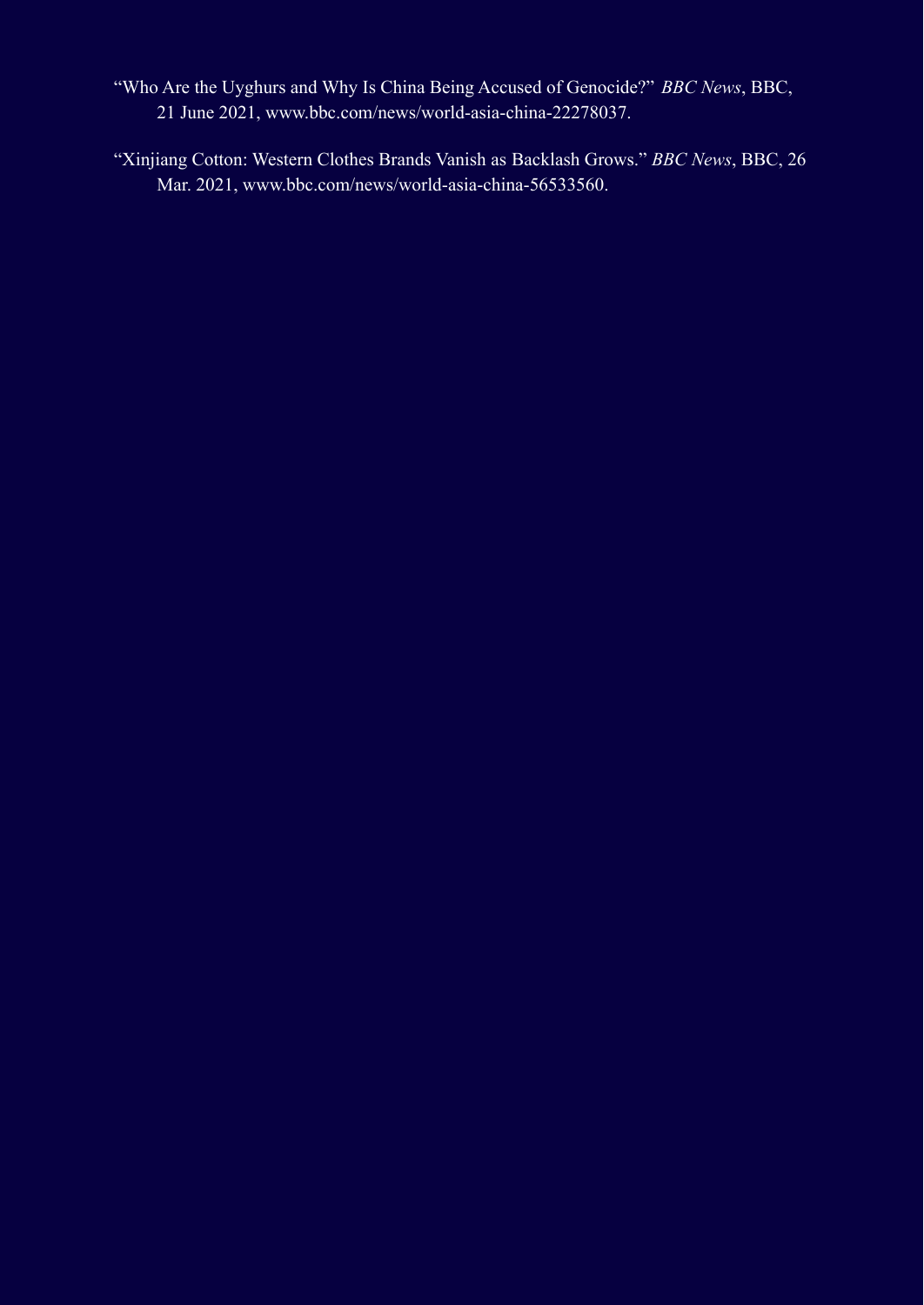"Who Are the Uyghurs and Why Is China Being Accused of Genocide?" *BBC News*, BBC, 21 June 2021, www.bbc.com/news/world-asia-china-22278037.

"Xinjiang Cotton: Western Clothes Brands Vanish as Backlash Grows." *BBC News*, BBC, 26 Mar. 2021, www.bbc.com/news/world-asia-china-56533560.